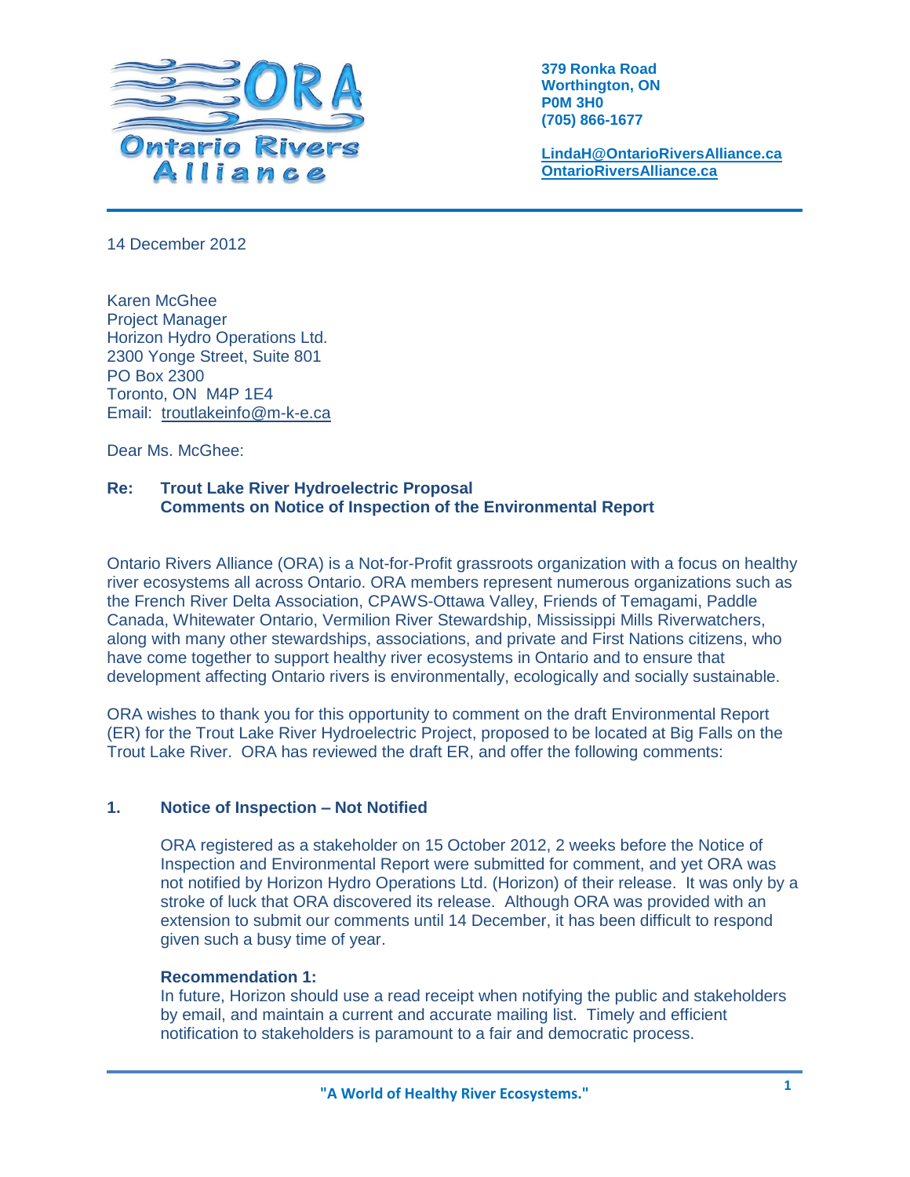**Ontario Rivers Alliance**

**379 Ronka Road**
**Worthington, ON**
**P0M 3H0**
**(705) 866-1677**

**LindaH@OntarioRiversAlliance.ca**
**OntarioRiversAlliance.ca**

14 December 2012

Karen McGhee
Project Manager
Horizon Hydro Operations Ltd.
2300 Yonge Street, Suite 801
PO Box 2300
Toronto, ON M4P 1E4
Email: troutlakeinfo@m-k-e.ca

Dear Ms. McGhee:

**Re: Trout Lake River Hydroelectric Proposal**
**Comments on Notice of Inspection of the Environmental Report**

Ontario Rivers Alliance (ORA) is a Not-for-Profit grassroots organization with a focus on healthy river ecosystems all across Ontario. ORA members represent numerous organizations such as the French River Delta Association, CPAWS-Ottawa Valley, Friends of Temagami, Paddle Canada, Whitewater Ontario, Vermilion River Stewardship, Mississippi Mills Riverwatchers, along with many other stewardships, associations, and private and First Nations citizens, who have come together to support healthy river ecosystems in Ontario and to ensure that development affecting Ontario rivers is environmentally, ecologically and socially sustainable.

ORA wishes to thank you for this opportunity to comment on the draft Environmental Report (ER) for the Trout Lake River Hydroelectric Project, proposed to be located at Big Falls on the Trout Lake River. ORA has reviewed the draft ER, and offer the following comments:

## 1. Notice of Inspection – Not Notified

ORA registered as a stakeholder on 15 October 2012, 2 weeks before the Notice of Inspection and Environmental Report were submitted for comment, and yet ORA was not notified by Horizon Hydro Operations Ltd. (Horizon) of their release. It was only by a stroke of luck that ORA discovered its release. Although ORA was provided with an extension to submit our comments until 14 December, it has been difficult to respond given such a busy time of year.

**Recommendation 1:**
In future, Horizon should use a read receipt when notifying the public and stakeholders by email, and maintain a current and accurate mailing list. Timely and efficient notification to stakeholders is paramount to a fair and democratic process.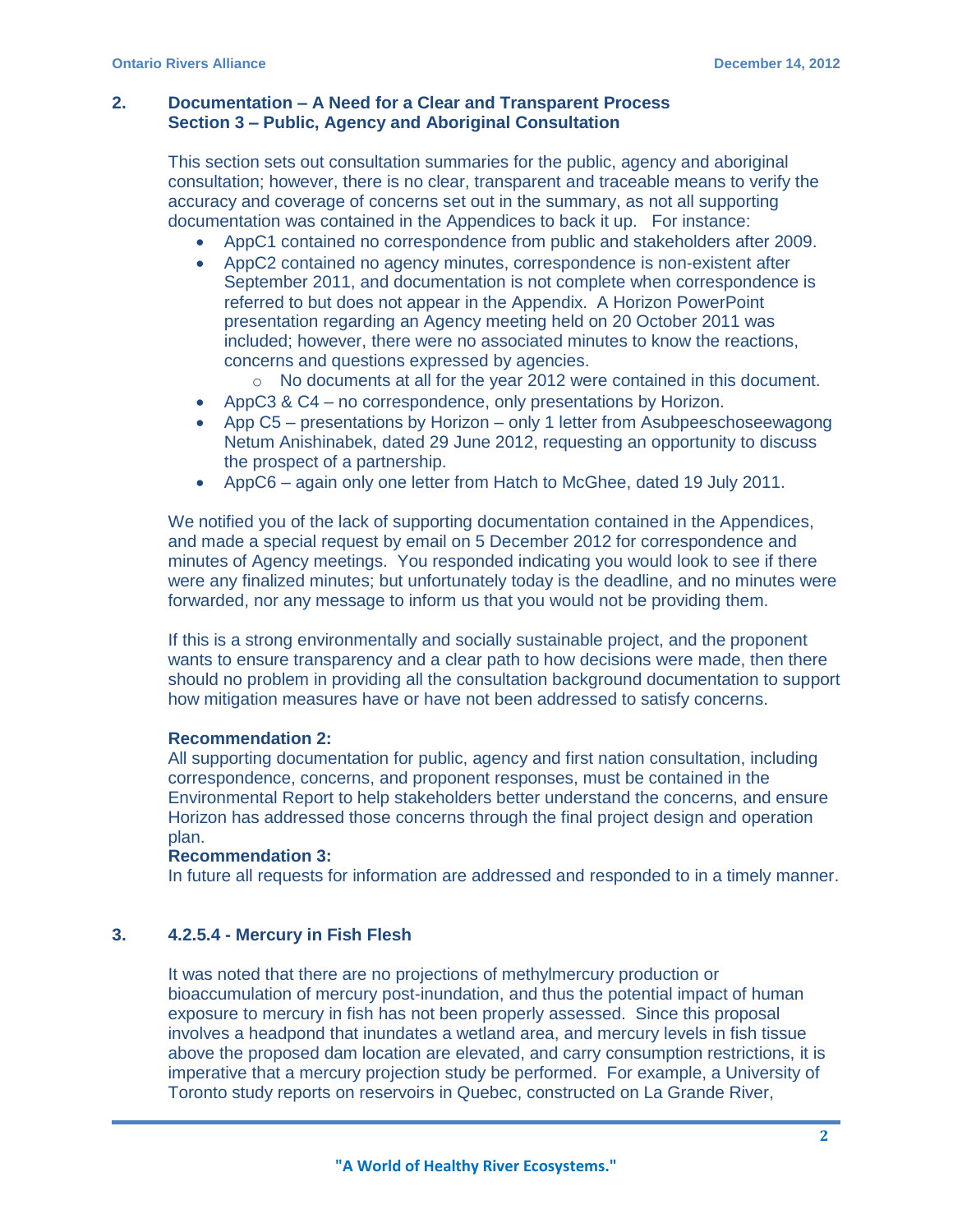## 2. Documentation – A Need for a Clear and Transparent Process
### Section 3 – Public, Agency and Aboriginal Consultation

This section sets out consultation summaries for the public, agency and aboriginal consultation; however, there is no clear, transparent and traceable means to verify the accuracy and coverage of concerns set out in the summary, as not all supporting documentation was contained in the Appendices to back it up. For instance:

- AppC1 contained no correspondence from public and stakeholders after 2009.
- AppC2 contained no agency minutes, correspondence is non-existent after September 2011, and documentation is not complete when correspondence is referred to but does not appear in the Appendix. A Horizon PowerPoint presentation regarding an Agency meeting held on 20 October 2011 was included; however, there were no associated minutes to know the reactions, concerns and questions expressed by agencies.
    - No documents at all for the year 2012 were contained in this document.
- AppC3 & C4 – no correspondence, only presentations by Horizon.
- App C5 – presentations by Horizon – only 1 letter from Asubpeeschoseewagong Netum Anishinabek, dated 29 June 2012, requesting an opportunity to discuss the prospect of a partnership.
- AppC6 – again only one letter from Hatch to McGhee, dated 19 July 2011.

We notified you of the lack of supporting documentation contained in the Appendices, and made a special request by email on 5 December 2012 for correspondence and minutes of Agency meetings. You responded indicating you would look to see if there were any finalized minutes; but unfortunately today is the deadline, and no minutes were forwarded, nor any message to inform us that you would not be providing them.

If this is a strong environmentally and socially sustainable project, and the proponent wants to ensure transparency and a clear path to how decisions were made, then there should no problem in providing all the consultation background documentation to support how mitigation measures have or have not been addressed to satisfy concerns.

**Recommendation 2:**
All supporting documentation for public, agency and first nation consultation, including correspondence, concerns, and proponent responses, must be contained in the Environmental Report to help stakeholders better understand the concerns, and ensure Horizon has addressed those concerns through the final project design and operation plan.

**Recommendation 3:**
In future all requests for information are addressed and responded to in a timely manner.

## 3. 4.2.5.4 - Mercury in Fish Flesh

It was noted that there are no projections of methylmercury production or bioaccumulation of mercury post-inundation, and thus the potential impact of human exposure to mercury in fish has not been properly assessed. Since this proposal involves a headpond that inundates a wetland area, and mercury levels in fish tissue above the proposed dam location are elevated, and carry consumption restrictions, it is imperative that a mercury projection study be performed. For example, a University of Toronto study reports on reservoirs in Quebec, constructed on La Grande River,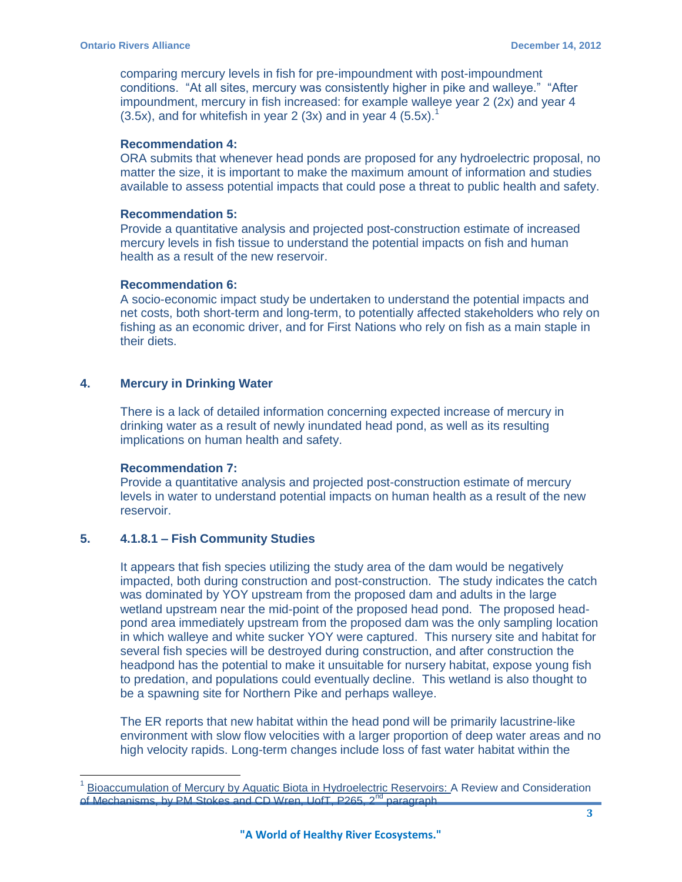comparing mercury levels in fish for pre-impoundment with post-impoundment conditions. "At all sites, mercury was consistently higher in pike and walleye." "After impoundment, mercury in fish increased: for example walleye year 2 (2x) and year 4 (3.5x), and for whitefish in year 2 (3x) and in year 4 (5.5x).[1]

**Recommendation 4:**
ORA submits that whenever head ponds are proposed for any hydroelectric proposal, no matter the size, it is important to make the maximum amount of information and studies available to assess potential impacts that could pose a threat to public health and safety.

**Recommendation 5:**
Provide a quantitative analysis and projected post-construction estimate of increased mercury levels in fish tissue to understand the potential impacts on fish and human health as a result of the new reservoir.

**Recommendation 6:**
A socio-economic impact study be undertaken to understand the potential impacts and net costs, both short-term and long-term, to potentially affected stakeholders who rely on fishing as an economic driver, and for First Nations who rely on fish as a main staple in their diets.

## 4. Mercury in Drinking Water

There is a lack of detailed information concerning expected increase of mercury in drinking water as a result of newly inundated head pond, as well as its resulting implications on human health and safety.

**Recommendation 7:**
Provide a quantitative analysis and projected post-construction estimate of mercury levels in water to understand potential impacts on human health as a result of the new reservoir.

## 5. 4.1.8.1 – Fish Community Studies

It appears that fish species utilizing the study area of the dam would be negatively impacted, both during construction and post-construction. The study indicates the catch was dominated by YOY upstream from the proposed dam and adults in the large wetland upstream near the mid-point of the proposed head pond. The proposed head-pond area immediately upstream from the proposed dam was the only sampling location in which walleye and white sucker YOY were captured. This nursery site and habitat for several fish species will be destroyed during construction, and after construction the headpond has the potential to make it unsuitable for nursery habitat, expose young fish to predation, and populations could eventually decline. This wetland is also thought to be a spawning site for Northern Pike and perhaps walleye.

The ER reports that new habitat within the head pond will be primarily lacustrine-like environment with slow flow velocities with a larger proportion of deep water areas and no high velocity rapids. Long-term changes include loss of fast water habitat within the

---

[1] Bioaccumulation of Mercury by Aquatic Biota in Hydroelectric Reservoirs: A Review and Consideration of Mechanisms, by PM Stokes and CD Wren, UofT, P265, 2nd paragraph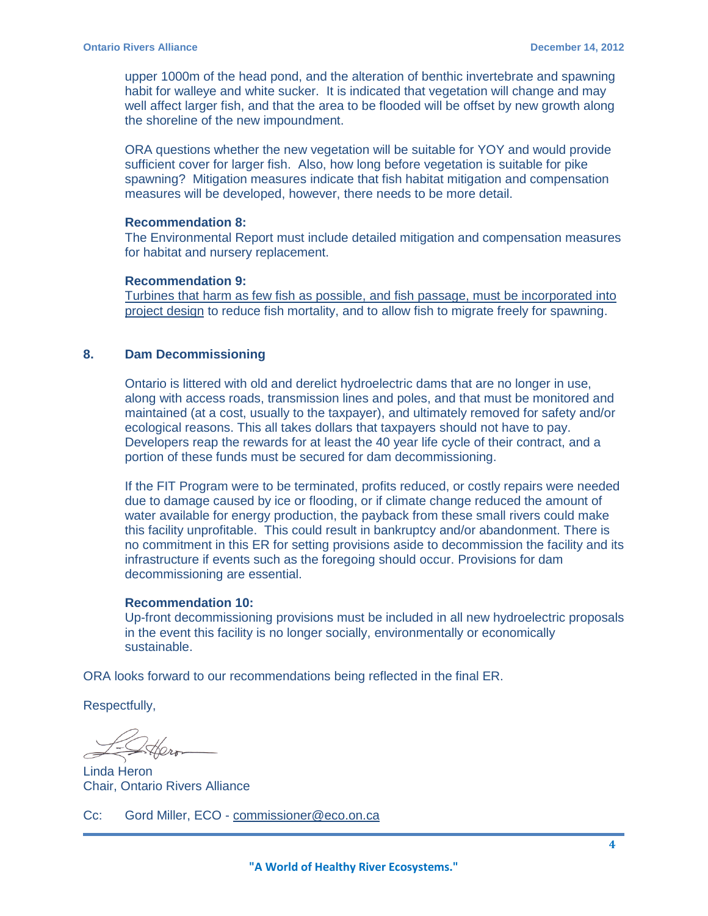upper 1000m of the head pond, and the alteration of benthic invertebrate and spawning habit for walleye and white sucker. It is indicated that vegetation will change and may well affect larger fish, and that the area to be flooded will be offset by new growth along the shoreline of the new impoundment.

ORA questions whether the new vegetation will be suitable for YOY and would provide sufficient cover for larger fish. Also, how long before vegetation is suitable for pike spawning? Mitigation measures indicate that fish habitat mitigation and compensation measures will be developed, however, there needs to be more detail.

**Recommendation 8:**
The Environmental Report must include detailed mitigation and compensation measures for habitat and nursery replacement.

**Recommendation 9:**
Turbines that harm as few fish as possible, and fish passage, must be incorporated into project design to reduce fish mortality, and to allow fish to migrate freely for spawning.

## 8. Dam Decommissioning

Ontario is littered with old and derelict hydroelectric dams that are no longer in use, along with access roads, transmission lines and poles, and that must be monitored and maintained (at a cost, usually to the taxpayer), and ultimately removed for safety and/or ecological reasons. This all takes dollars that taxpayers should not have to pay. Developers reap the rewards for at least the 40 year life cycle of their contract, and a portion of these funds must be secured for dam decommissioning.

If the FIT Program were to be terminated, profits reduced, or costly repairs were needed due to damage caused by ice or flooding, or if climate change reduced the amount of water available for energy production, the payback from these small rivers could make this facility unprofitable. This could result in bankruptcy and/or abandonment. There is no commitment in this ER for setting provisions aside to decommission the facility and its infrastructure if events such as the foregoing should occur. Provisions for dam decommissioning are essential.

**Recommendation 10:**
Up-front decommissioning provisions must be included in all new hydroelectric proposals in the event this facility is no longer socially, environmentally or economically sustainable.

ORA looks forward to our recommendations being reflected in the final ER.

Respectfully,

Linda Heron
Chair, Ontario Rivers Alliance

Cc: Gord Miller, ECO - commissioner@eco.on.ca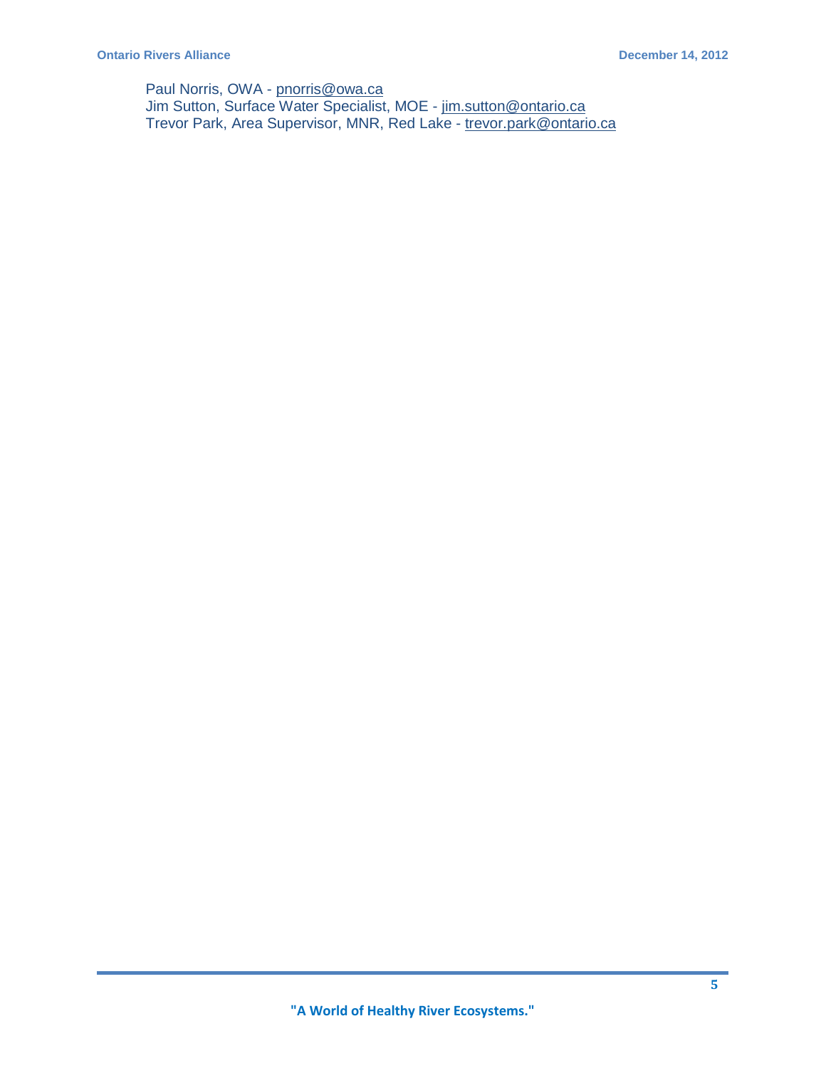Paul Norris, OWA - pnorris@owa.ca
Jim Sutton, Surface Water Specialist, MOE - jim.sutton@ontario.ca
Trevor Park, Area Supervisor, MNR, Red Lake - trevor.park@ontario.ca